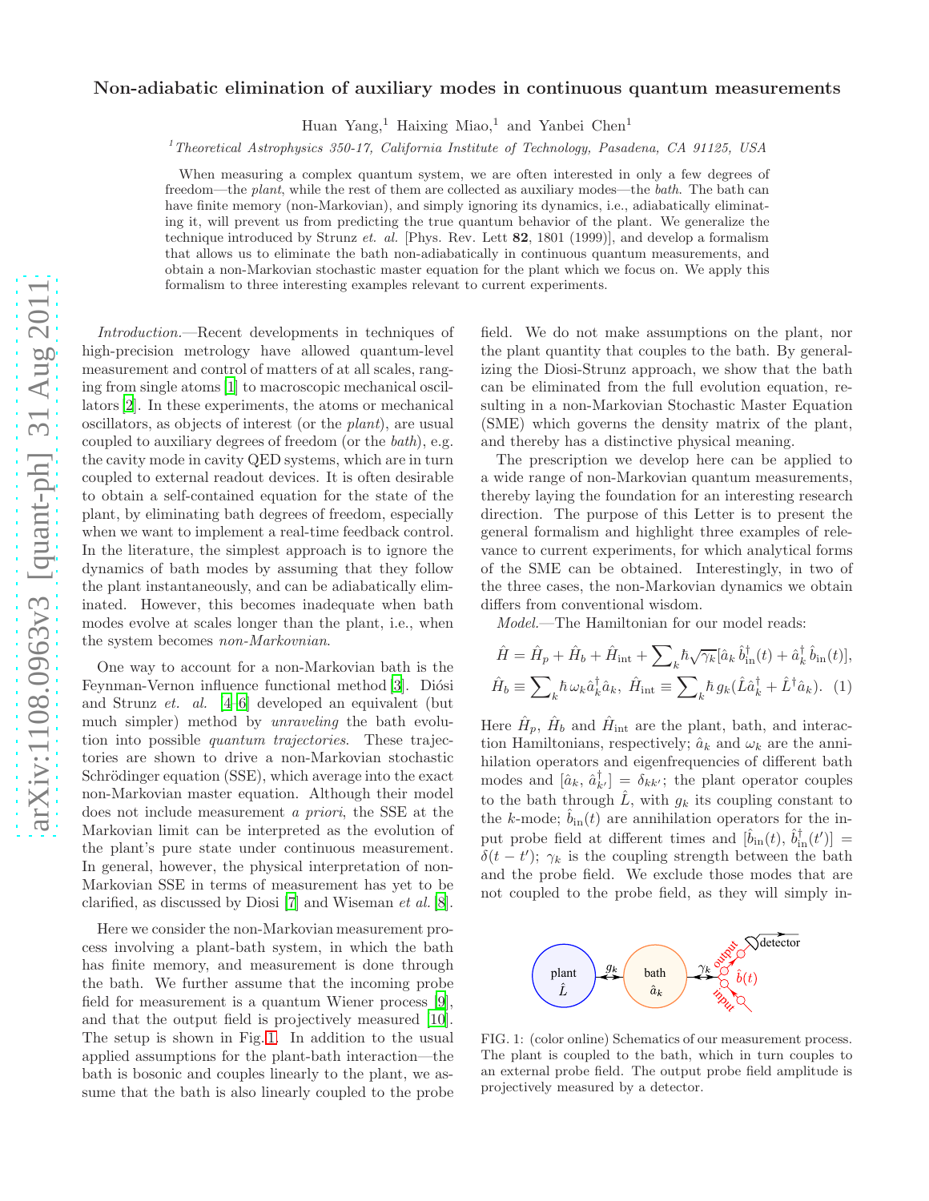# Non-adiabatic elimination of auxiliary modes in continuous quantum measurements

Huan Yang,[1] Haixing Miao,[1] and Yanbei Chen[1]

[1] *Theoretical Astrophysics 350-17, California Institute of Technology, Pasadena, CA 91125, USA*

When measuring a complex quantum system, we are often interested in only a few degrees of freedom—the *plant*, while the rest of them are collected as auxiliary modes—the *bath*. The bath can have finite memory (non-Markovian), and simply ignoring its dynamics, i.e., adiabatically eliminating it, will prevent us from predicting the true quantum behavior of the plant. We generalize the technique introduced by Strunz *et. al.* [Phys. Rev. Lett **82**, 1801 (1999)], and develop a formalism that allows us to eliminate the bath non-adiabatically in continuous quantum measurements, and obtain a non-Markovian stochastic master equation for the plant which we focus on. We apply this formalism to three interesting examples relevant to current experiments.

*Introduction.*—Recent developments in techniques of high-precision metrology have allowed quantum-level measurement and control of matters of at all scales, ranging from single atoms [1] to macroscopic mechanical oscillators [2]. In these experiments, the atoms or mechanical oscillators, as objects of interest (or the *plant*), are usual coupled to auxiliary degrees of freedom (or the *bath*), e.g. the cavity mode in cavity QED systems, which are in turn coupled to external readout devices. It is often desirable to obtain a self-contained equation for the state of the plant, by eliminating bath degrees of freedom, especially when we want to implement a real-time feedback control. In the literature, the simplest approach is to ignore the dynamics of bath modes by assuming that they follow the plant instantaneously, and can be adiabatically eliminated. However, this becomes inadequate when bath modes evolve at scales longer than the plant, i.e., when the system becomes *non-Markovnian*.

One way to account for a non-Markovian bath is the Feynman-Vernon influence functional method [3]. Diósi and Strunz *et. al.* [4–6] developed an equivalent (but much simpler) method by *unraveling* the bath evolution into possible *quantum trajectories*. These trajectories are shown to drive a non-Markovian stochastic Schrödinger equation (SSE), which average into the exact non-Markovian master equation. Although their model does not include measurement *a priori*, the SSE at the Markovian limit can be interpreted as the evolution of the plant's pure state under continuous measurement. In general, however, the physical interpretation of non-Markovian SSE in terms of measurement has yet to be clarified, as discussed by Diosi [7] and Wiseman *et al.* [8].

Here we consider the non-Markovian measurement process involving a plant-bath system, in which the bath has finite memory, and measurement is done through the bath. We further assume that the incoming probe field for measurement is a quantum Wiener process [9], and that the output field is projectively measured [10]. The setup is shown in Fig. 1. In addition to the usual applied assumptions for the plant-bath interaction—the bath is bosonic and couples linearly to the plant, we assume that the bath is also linearly coupled to the probe field. We do not make assumptions on the plant, nor the plant quantity that couples to the bath. By generalizing the Diosi-Strunz approach, we show that the bath can be eliminated from the full evolution equation, resulting in a non-Markovian Stochastic Master Equation (SME) which governs the density matrix of the plant, and thereby has a distinctive physical meaning.

The prescription we develop here can be applied to a wide range of non-Markovian quantum measurements, thereby laying the foundation for an interesting research direction. The purpose of this Letter is to present the general formalism and highlight three examples of relevance to current experiments, for which analytical forms of the SME can be obtained. Interestingly, in two of the three cases, the non-Markovian dynamics we obtain differs from conventional wisdom.

*Model.*—The Hamiltonian for our model reads:

$$\hat{H} = \hat{H}_p + \hat{H}_b + \hat{H}_{\rm int} + \sum\nolimits_k \hbar\sqrt{\gamma_k}[\hat{a}_k\,\hat{b}^\dagger_{\rm in}(t) + \hat{a}^\dagger_k\,\hat{b}_{\rm in}(t)],$$
$$\hat{H}_b \equiv \sum\nolimits_k \hbar\,\omega_k \hat{a}^\dagger_k\hat{a}_k,\ \hat{H}_{\rm int} \equiv \sum\nolimits_k \hbar\, g_k(\hat{L}\hat{a}^\dagger_k + \hat{L}^\dagger\hat{a}_k). \quad (1)$$

Here $\hat{H}_p$, $\hat{H}_b$ and $\hat{H}_{\rm int}$ are the plant, bath, and interaction Hamiltonians, respectively; $\hat{a}_k$ and $\omega_k$ are the annihilation operators and eigenfrequencies of different bath modes and $[\hat{a}_k,\,\hat{a}^\dagger_{k'}] = \delta_{kk'}$; the plant operator couples to the bath through $\hat{L}$, with $g_k$ its coupling constant to the $k$-mode; $\hat{b}_{\rm in}(t)$ are annihilation operators for the input probe field at different times and $[\hat{b}_{\rm in}(t),\,\hat{b}^\dagger_{\rm in}(t')] = \delta(t-t')$; $\gamma_k$ is the coupling strength between the bath and the probe field. We exclude those modes that are not coupled to the probe field, as they will simply in-

FIG. 1: (color online) Schematics of our measurement process. The plant is coupled to the bath, which in turn couples to an external probe field. The output probe field amplitude is projectively measured by a detector.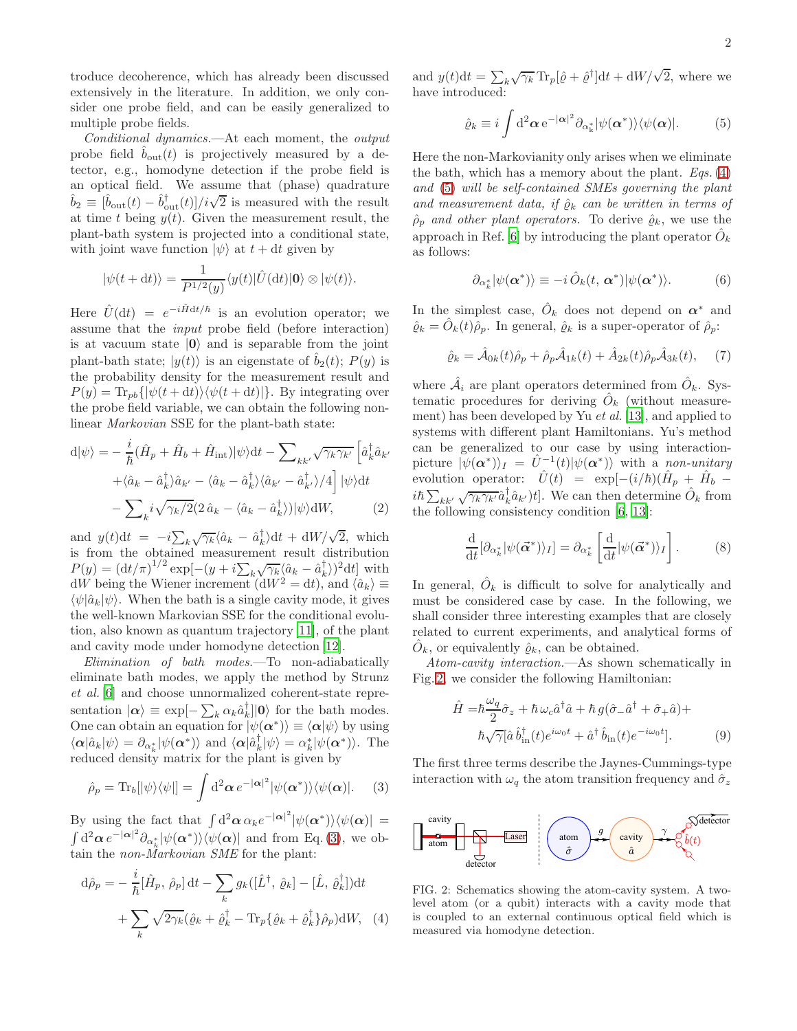troduce decoherence, which has already been discussed extensively in the literature. In addition, we only consider one probe field, and can be easily generalized to multiple probe fields.

*Conditional dynamics.*—At each moment, the *output* probe field $\hat{b}_{\rm out}(t)$ is projectively measured by a detector, e.g., homodyne detection if the probe field is an optical field. We assume that (phase) quadrature $\hat{b}_2 \equiv [\hat{b}_{\rm out}(t) - \hat{b}^\dagger_{\rm out}(t)]/i\sqrt{2}$ is measured with the result at time $t$ being $y(t)$. Given the measurement result, the plant-bath system is projected into a conditional state, with joint wave function $|\psi\rangle$ at $t+{\rm d}t$ given by

$$|\psi(t+{\rm d}t)\rangle = \frac{1}{P^{1/2}(y)}\langle y(t)|\hat{U}({\rm d}t)|\mathbf{0}\rangle \otimes |\psi(t)\rangle.$$

Here $\hat{U}({\rm d}t) = e^{-i\hat{H}{\rm d}t/\hbar}$ is an evolution operator; we assume that the *input* probe field (before interaction) is at vacuum state $|\mathbf{0}\rangle$ and is separable from the joint plant-bath state; $|y(t)\rangle$ is an eigenstate of $\hat{b}_2(t)$; $P(y)$ is the probability density for the measurement result and $P(y) = {\rm Tr}_{pb}\{|\psi(t+{\rm d}t)\rangle\langle\psi(t+{\rm d}t)|\}$. By integrating over the probe field variable, we can obtain the following nonlinear *Markovian* SSE for the plant-bath state:

$$\begin{aligned}{\rm d}|\psi\rangle =& -\frac{i}{\hbar}(\hat{H}_p + \hat{H}_b + \hat{H}_{\rm int})|\psi\rangle{\rm d}t - \sum\nolimits_{kk'}\sqrt{\gamma_k\gamma_{k'}}\Big[\hat{a}^\dagger_k\hat{a}_{k'} \\ &+\langle\hat{a}_k - \hat{a}^\dagger_k\rangle\hat{a}_{k'} - \langle\hat{a}_k - \hat{a}^\dagger_k\rangle\langle\hat{a}_{k'} - \hat{a}^\dagger_{k'}\rangle/4\Big]|\psi\rangle{\rm d}t \\ &- \sum\nolimits_k i\sqrt{\gamma_k/2}(2\,\hat{a}_k - \langle\hat{a}_k - \hat{a}^\dagger_k\rangle)|\psi\rangle{\rm d}W, \end{aligned} \quad (2)$$

and $y(t){\rm d}t = -i\sum_k\sqrt{\gamma_k}\langle\hat{a}_k - \hat{a}^\dagger_k\rangle{\rm d}t + {\rm d}W/\sqrt{2}$, which is from the obtained measurement result distribution $P(y) = ({\rm d}t/\pi)^{1/2}\exp[-(y + i\sum_k\sqrt{\gamma_k}\langle\hat{a}_k - \hat{a}^\dagger_k\rangle)^2{\rm d}t]$ with ${\rm d}W$ being the Wiener increment (${\rm d}W^2 = {\rm d}t$), and $\langle\hat{a}_k\rangle \equiv \langle\psi|\hat{a}_k|\psi\rangle$. When the bath is a single cavity mode, it gives the well-known Markovian SSE for the conditional evolution, also known as quantum trajectory [11], of the plant and cavity mode under homodyne detection [12].

*Elimination of bath modes.*—To non-adiabatically eliminate bath modes, we apply the method by Strunz *et al.* [6] and choose unnormalized coherent-state representation $|\boldsymbol{\alpha}\rangle \equiv \exp[-\sum_k\alpha_k\hat{a}^\dagger_k]|\mathbf{0}\rangle$ for the bath modes. One can obtain an equation for $|\psi(\boldsymbol{\alpha}^*)\rangle \equiv \langle\boldsymbol{\alpha}|\psi\rangle$ by using $\langle\boldsymbol{\alpha}|\hat{a}_k|\psi\rangle = \partial_{\alpha^*_k}|\psi(\boldsymbol{\alpha}^*)\rangle$ and $\langle\boldsymbol{\alpha}|\hat{a}^\dagger_k|\psi\rangle = \alpha^*_k|\psi(\boldsymbol{\alpha}^*)\rangle$. The reduced density matrix for the plant is given by

$$\hat{\rho}_p = {\rm Tr}_b[|\psi\rangle\langle\psi|] = \int {\rm d}^2\boldsymbol{\alpha}\, e^{-|\boldsymbol{\alpha}|^2}|\psi(\boldsymbol{\alpha}^*)\rangle\langle\psi(\boldsymbol{\alpha})|. \quad (3)$$

By using the fact that $\int {\rm d}^2\boldsymbol{\alpha}\,\alpha_k e^{-|\boldsymbol{\alpha}|^2}|\psi(\boldsymbol{\alpha}^*)\rangle\langle\psi(\boldsymbol{\alpha})| = \int {\rm d}^2\boldsymbol{\alpha}\, e^{-|\boldsymbol{\alpha}|^2}\partial_{\alpha^*_k}|\psi(\boldsymbol{\alpha}^*)\rangle\langle\psi(\boldsymbol{\alpha})|$ and from Eq. (3), we obtain the *non-Markovian SME* for the plant:

$$\begin{aligned}{\rm d}\hat{\rho}_p =& -\frac{i}{\hbar}[\hat{H}_p,\,\hat{\rho}_p]\,{\rm d}t - \sum_k g_k([\hat{L}^\dagger,\,\hat{\varrho}_k] - [\hat{L},\,\hat{\varrho}^\dagger_k]){\rm d}t \\ &+ \sum_k\sqrt{2\gamma_k}(\hat{\varrho}_k + \hat{\varrho}^\dagger_k - {\rm Tr}_p\{\hat{\varrho}_k + \hat{\varrho}^\dagger_k\}\hat{\rho}_p){\rm d}W, \end{aligned} \quad (4)$$

and $y(t){\rm d}t = \sum_k\sqrt{\gamma_k}\,{\rm Tr}_p[\hat{\varrho} + \hat{\varrho}^\dagger]{\rm d}t + {\rm d}W/\sqrt{2}$, where we have introduced:

$$\hat{\varrho}_k \equiv i\int {\rm d}^2\boldsymbol{\alpha}\, {\rm e}^{-|\boldsymbol{\alpha}|^2}\partial_{\alpha^*_k}|\psi(\boldsymbol{\alpha}^*)\rangle\langle\psi(\boldsymbol{\alpha})|. \quad (5)$$

Here the non-Markovianity only arises when we eliminate the bath, which has a memory about the plant. *Eqs.* (4) *and* (5) *will be self-contained SMEs governing the plant and measurement data, if* $\hat{\varrho}_k$ *can be written in terms of* $\hat{\rho}_p$ *and other plant operators.* To derive $\hat{\varrho}_k$, we use the approach in Ref. [6] by introducing the plant operator $\hat{O}_k$ as follows:

$$\partial_{\alpha^*_k}|\psi(\boldsymbol{\alpha}^*)\rangle \equiv -i\,\hat{O}_k(t,\,\boldsymbol{\alpha}^*)|\psi(\boldsymbol{\alpha}^*)\rangle. \quad (6)$$

In the simplest case, $\hat{O}_k$ does not depend on $\boldsymbol{\alpha}^*$ and $\hat{\varrho}_k = \hat{O}_k(t)\hat{\rho}_p$. In general, $\hat{\varrho}_k$ is a super-operator of $\hat{\rho}_p$:

$$\hat{\varrho}_k = \hat{\mathcal{A}}_{0k}(t)\hat{\rho}_p + \hat{\rho}_p\hat{\mathcal{A}}_{1k}(t) + \hat{A}_{2k}(t)\hat{\rho}_p\hat{\mathcal{A}}_{3k}(t), \quad (7)$$

where $\hat{\mathcal{A}}_i$ are plant operators determined from $\hat{O}_k$. Systematic procedures for deriving $\hat{O}_k$ (without measurement) has been developed by Yu *et al.* [13], and applied to systems with different plant Hamiltonians. Yu's method can be generalized to our case by using interaction-picture $|\psi(\boldsymbol{\alpha}^*)\rangle_I = \hat{U}^{-1}(t)|\psi(\boldsymbol{\alpha}^*)\rangle$ with a *non-unitary* evolution operator: $\hat{U}(t) = \exp[-(i/\hbar)(\hat{H}_p + \hat{H}_b - i\hbar\sum_{kk'}\sqrt{\gamma_k\gamma_{k'}}\hat{a}^\dagger_k\hat{a}_{k'})t]$. We can then determine $\hat{O}_k$ from the following consistency condition [6, 13]:

$$\frac{\rm d}{{\rm d}t}[\partial_{\alpha^*_k}|\psi(\vec{\alpha}^*)\rangle_I] = \partial_{\alpha^*_k}\left[\frac{\rm d}{{\rm d}t}|\psi(\vec{\alpha}^*)\rangle_I\right]. \quad (8)$$

In general, $\hat{O}_k$ is difficult to solve for analytically and must be considered case by case. In the following, we shall consider three interesting examples that are closely related to current experiments, and analytical forms of $\hat{O}_k$, or equivalently $\hat{\varrho}_k$, can be obtained.

*Atom-cavity interaction.*—As shown schematically in Fig. 2, we consider the following Hamiltonian:

$$\begin{aligned}\hat{H} =& \hbar\frac{\omega_q}{2}\hat{\sigma}_z + \hbar\,\omega_c\hat{a}^\dagger\hat{a} + \hbar\,g(\hat{\sigma}_-\hat{a}^\dagger + \hat{\sigma}_+\hat{a}) + \\ &\hbar\sqrt{\gamma}[\hat{a}\,\hat{b}^\dagger_{\rm in}(t)e^{i\omega_0 t} + \hat{a}^\dagger\,\hat{b}_{\rm in}(t)e^{-i\omega_0 t}]. \end{aligned} \quad (9)$$

The first three terms describe the Jaynes-Cummings-type interaction with $\omega_q$ the atom transition frequency and $\hat{\sigma}_z$

FIG. 2: Schematics showing the atom-cavity system. A two-level atom (or a qubit) interacts with a cavity mode that is coupled to an external continuous optical field which is measured via homodyne detection.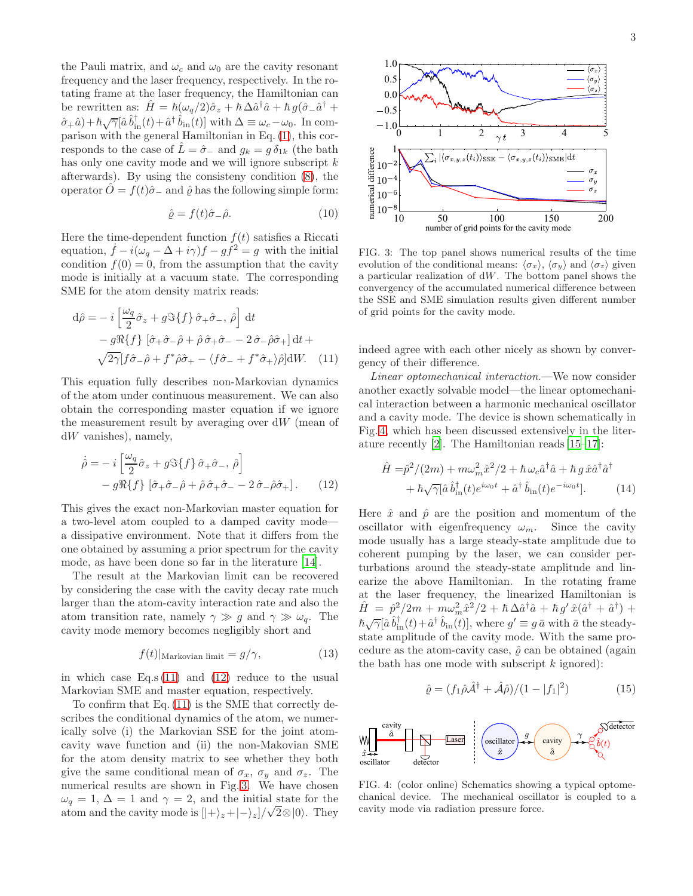the Pauli matrix, and $\omega_c$ and $\omega_0$ are the cavity resonant frequency and the laser frequency, respectively. In the rotating frame at the laser frequency, the Hamiltonian can be rewritten as: $\hat H = \hbar(\omega_q/2)\hat\sigma_z + \hbar\,\Delta\hat a^\dagger \hat a + \hbar\, g(\hat\sigma_-\hat a^\dagger + \hat\sigma_+\hat a) + \hbar\sqrt{\gamma}[\hat a\,\hat b_{\rm in}^\dagger(t) + \hat a^\dagger\,\hat b_{\rm in}(t)]$ with $\Delta \equiv \omega_c - \omega_0$. In comparison with the general Hamiltonian in Eq. (1), this corresponds to the case of $\hat L = \hat\sigma_-$ and $g_k = g\,\delta_{1k}$ (the bath has only one cavity mode and we will ignore subscript $k$ afterwards). By using the consisteny condition (8), the operator $\hat O = f(t)\hat\sigma_-$ and $\hat\varrho$ has the following simple form:

$$\hat\varrho = f(t)\hat\sigma_-\hat\rho. \tag{10}$$

Here the time-dependent function $f(t)$ satisfies a Riccati equation, $\dot f - i(\omega_q - \Delta + i\gamma)f - gf^2 = g$ with the initial condition $f(0) = 0$, from the assumption that the cavity mode is initially at a vacuum state. The corresponding SME for the atom density matrix reads:

$$\begin{aligned} {\rm d}\hat\rho =& -i\left[\frac{\omega_q}{2}\hat\sigma_z + g\Im\{f\}\,\hat\sigma_+\hat\sigma_-,\,\hat\rho\right]{\rm d}t \\ & - g\Re\{f\}\,[\hat\sigma_+\hat\sigma_-\hat\rho + \hat\rho\,\hat\sigma_+\hat\sigma_- - 2\,\hat\sigma_-\hat\rho\hat\sigma_+]\,{\rm d}t + \\ & \sqrt{2\gamma}[f\hat\sigma_-\hat\rho + f^*\hat\rho\hat\sigma_+ - \langle f\hat\sigma_- + f^*\hat\sigma_+\rangle\hat\rho]{\rm d}W. \end{aligned} \tag{11}$$

This equation fully describes non-Markovian dynamics of the atom under continuous measurement. We can also obtain the corresponding master equation if we ignore the measurement result by averaging over d$W$ (mean of d$W$ vanishes), namely,

$$\begin{aligned} \dot{\hat\rho} =& -i\left[\frac{\omega_q}{2}\hat\sigma_z + g\Im\{f\}\,\hat\sigma_+\hat\sigma_-,\,\hat\rho\right] \\ & - g\Re\{f\}\,[\hat\sigma_+\hat\sigma_-\hat\rho + \hat\rho\,\hat\sigma_+\hat\sigma_- - 2\,\hat\sigma_-\hat\rho\hat\sigma_+]\,. \end{aligned} \tag{12}$$

This gives the exact non-Markovian master equation for a two-level atom coupled to a damped cavity mode—a dissipative environment. Note that it differs from the one obtained by assuming a prior spectrum for the cavity mode, as have been done so far in the literature [14].

The result at the Markovian limit can be recovered by considering the case with the cavity decay rate much larger than the atom-cavity interaction rate and also the atom transition rate, namely $\gamma \gg g$ and $\gamma \gg \omega_q$. The cavity mode memory becomes negligibly short and

$$f(t)|_{\text{Markovian limit}} = g/\gamma, \tag{13}$$

in which case Eq.s (11) and (12) reduce to the usual Markovian SME and master equation, respectively.

To confirm that Eq. (11) is the SME that correctly describes the conditional dynamics of the atom, we numerically solve (i) the Markovian SSE for the joint atom-cavity wave function and (ii) the non-Makovian SME for the atom density matrix to see whether they both give the same conditional mean of $\sigma_x$, $\sigma_y$ and $\sigma_z$. The numerical results are shown in Fig. 3. We have chosen $\omega_q = 1$, $\Delta = 1$ and $\gamma = 2$, and the initial state for the atom and the cavity mode is $[|+\rangle_z + |-\rangle_z]/\sqrt{2}\otimes|0\rangle$. They indeed agree with each other nicely as shown by convergency of their difference.

FIG. 3: The top panel shows numerical results of the time evolution of the conditional means: $\langle\sigma_x\rangle$, $\langle\sigma_y\rangle$ and $\langle\sigma_z\rangle$ given a particular realization of d$W$. The bottom panel shows the convergency of the accumulated numerical difference between the SSE and SME simulation results given different number of grid points for the cavity mode.

*Linear optomechanical interaction.*—We now consider another exactly solvable model—the linear optomechanical interaction between a harmonic mechanical oscillator and a cavity mode. The device is shown schematically in Fig. 4, which has been discussed extensively in the literature recently [2]. The Hamiltonian reads [15–17]:

$$\begin{aligned} \hat H =& \hat p^2/(2m) + m\omega_m^2\hat x^2/2 + \hbar\,\omega_c\hat a^\dagger\hat a + \hbar\, g\,\hat x\hat a^\dagger\hat a^\dagger \\ & + \hbar\sqrt{\gamma}[\hat a\,\hat b_{\rm in}^\dagger(t)e^{i\omega_0 t} + \hat a^\dagger\,\hat b_{\rm in}(t)e^{-i\omega_0 t}]. \end{aligned} \tag{14}$$

Here $\hat x$ and $\hat p$ are the position and momentum of the oscillator with eigenfrequency $\omega_m$. Since the cavity mode usually has a large steady-state amplitude due to coherent pumping by the laser, we can consider perturbations around the steady-state amplitude and linearize the above Hamiltonian. In the rotating frame at the laser frequency, the linearized Hamiltonian is $\hat H = \hat p^2/2m + m\omega_m^2\hat x^2/2 + \hbar\,\Delta\hat a^\dagger\hat a + \hbar\, g'\,\hat x(\hat a^\dagger + \hat a^\dagger) + \hbar\sqrt{\gamma}[\hat a\,\hat b_{\rm in}^\dagger(t) + \hat a^\dagger\,\hat b_{\rm in}(t)]$, where $g' \equiv g\,\bar a$ with $\bar a$ the steady-state amplitude of the cavity mode. With the same procedure as the atom-cavity case, $\hat\varrho$ can be obtained (again the bath has one mode with subscript $k$ ignored):

$$\hat\varrho = (f_1\hat\rho\hat{\mathcal A}^\dagger + \hat{\mathcal A}\hat\rho)/(1 - |f_1|^2) \tag{15}$$

FIG. 4: (color online) Schematics showing a typical optomechanical device. The mechanical oscillator is coupled to a cavity mode via radiation pressure force.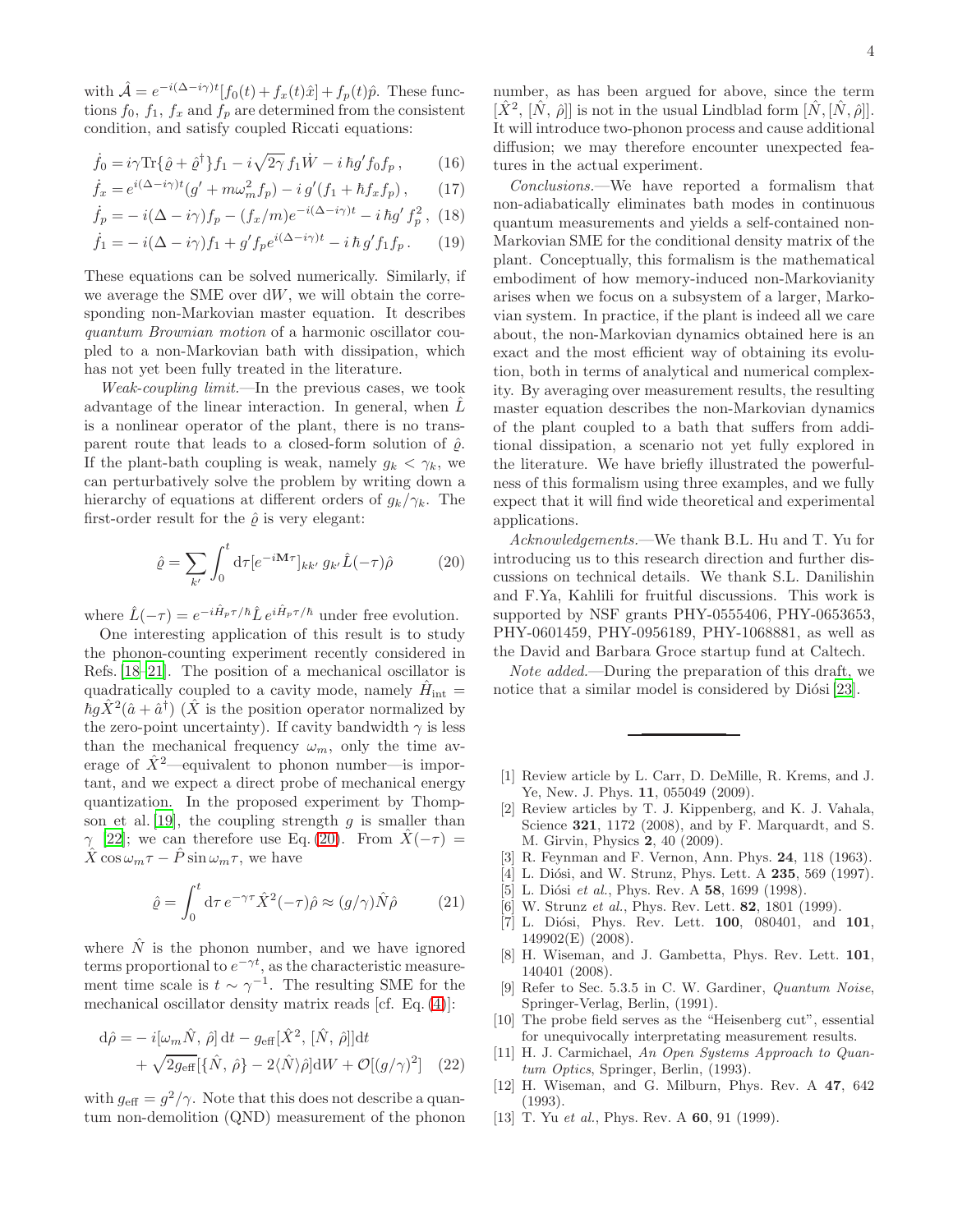with $\hat{\mathcal{A}} = e^{-i(\Delta - i\gamma)t}[f_0(t) + f_x(t)\hat{x}] + f_p(t)\hat{p}$. These functions $f_0$, $f_1$, $f_x$ and $f_p$ are determined from the consistent condition, and satisfy coupled Riccati equations:

$$\dot{f}_0 = i\gamma \mathrm{Tr}\{\hat{\varrho} + \hat{\varrho}^\dagger\} f_1 - i\sqrt{2\gamma}\, f_1 \dot{W} - i\,\hbar g' f_0 f_p\,, \tag{16}$$

$$\dot{f}_x = e^{i(\Delta - i\gamma)t}(g' + m\omega_m^2 f_p) - i\, g'(f_1 + \hbar f_x f_p)\,, \tag{17}$$

$$\dot{f}_p = -\, i(\Delta - i\gamma) f_p - (f_x/m) e^{-i(\Delta - i\gamma)t} - i\,\hbar g'\, f_p^2\,, \tag{18}$$

$$\dot{f}_1 = -\, i(\Delta - i\gamma) f_1 + g' f_p e^{i(\Delta - i\gamma)t} - i\,\hbar\, g' f_1 f_p\,. \tag{19}$$

These equations can be solved numerically. Similarly, if we average the SME over $\mathrm{d}W$, we will obtain the corresponding non-Markovian master equation. It describes *quantum Brownian motion* of a harmonic oscillator coupled to a non-Markovian bath with dissipation, which has not yet been fully treated in the literature.

*Weak-coupling limit.*—In the previous cases, we took advantage of the linear interaction. In general, when $\hat{L}$ is a nonlinear operator of the plant, there is no transparent route that leads to a closed-form solution of $\hat{\varrho}$. If the plant-bath coupling is weak, namely $g_k < \gamma_k$, we can perturbatively solve the problem by writing down a hierarchy of equations at different orders of $g_k/\gamma_k$. The first-order result for the $\hat{\varrho}$ is very elegant:

$$\hat{\varrho} = \sum_{k'} \int_0^t \mathrm{d}\tau [e^{-i\mathbf{M}\tau}]_{kk'}\, g_{k'} \hat{L}(-\tau)\hat{\rho} \tag{20}$$

where $\hat{L}(-\tau) = e^{-i\hat{H}_p\tau/\hbar}\hat{L}\, e^{i\hat{H}_p\tau/\hbar}$ under free evolution.

One interesting application of this result is to study the phonon-counting experiment recently considered in Refs. [18–21]. The position of a mechanical oscillator is quadratically coupled to a cavity mode, namely $\hat{H}_{\mathrm{int}} = \hbar g \hat{X}^2(\hat{a} + \hat{a}^\dagger)$ ($\hat{X}$ is the position operator normalized by the zero-point uncertainty). If cavity bandwidth $\gamma$ is less than the mechanical frequency $\omega_m$, only the time average of $\hat{X}^2$—equivalent to phonon number—is important, and we expect a direct probe of mechanical energy quantization. In the proposed experiment by Thompson et al. [19], the coupling strength $g$ is smaller than $\gamma$ [22]; we can therefore use Eq. (20). From $\hat{X}(-\tau) = \hat{X}\cos\omega_m\tau - \hat{P}\sin\omega_m\tau$, we have

$$\hat{\varrho} = \int_0^t \mathrm{d}\tau\, e^{-\gamma\tau}\hat{X}^2(-\tau)\hat{\rho} \approx (g/\gamma)\hat{N}\hat{\rho} \tag{21}$$

where $\hat{N}$ is the phonon number, and we have ignored terms proportional to $e^{-\gamma t}$, as the characteristic measurement time scale is $t \sim \gamma^{-1}$. The resulting SME for the mechanical oscillator density matrix reads [cf. Eq. (4)]:

$$\begin{aligned}\mathrm{d}\hat{\rho} = &-i[\omega_m \hat{N},\, \hat{\rho}]\,\mathrm{d}t - g_{\mathrm{eff}}[\hat{X}^2,\, [\hat{N},\, \hat{\rho}]]\mathrm{d}t \\ &+ \sqrt{2g_{\mathrm{eff}}}[\{\hat{N},\, \hat{\rho}\} - 2\langle\hat{N}\rangle\hat{\rho}]\mathrm{d}W + \mathcal{O}[(g/\gamma)^2]\end{aligned} \tag{22}$$

with $g_{\mathrm{eff}} = g^2/\gamma$. Note that this does not describe a quantum non-demolition (QND) measurement of the phonon number, as has been argued for above, since the term $[\hat{X}^2,\, [\hat{N},\, \hat{\rho}]]$ is not in the usual Lindblad form $[\hat{N}, [\hat{N}, \hat{\rho}]]$. It will introduce two-phonon process and cause additional diffusion; we may therefore encounter unexpected features in the actual experiment.

*Conclusions.*—We have reported a formalism that non-adiabatically eliminates bath modes in continuous quantum measurements and yields a self-contained non-Markovian SME for the conditional density matrix of the plant. Conceptually, this formalism is the mathematical embodiment of how memory-induced non-Markovianity arises when we focus on a subsystem of a larger, Markovian system. In practice, if the plant is indeed all we care about, the non-Markovian dynamics obtained here is an exact and the most efficient way of obtaining its evolution, both in terms of analytical and numerical complexity. By averaging over measurement results, the resulting master equation describes the non-Markovian dynamics of the plant coupled to a bath that suffers from additional dissipation, a scenario not yet fully explored in the literature. We have briefly illustrated the powerfulness of this formalism using three examples, and we fully expect that it will find wide theoretical and experimental applications.

*Acknowledgements.*—We thank B.L. Hu and T. Yu for introducing us to this research direction and further discussions on technical details. We thank S.L. Danilishin and F.Ya, Kahlili for fruitful discussions. This work is supported by NSF grants PHY-0555406, PHY-0653653, PHY-0601459, PHY-0956189, PHY-1068881, as well as the David and Barbara Groce startup fund at Caltech.

*Note added.*—During the preparation of this draft, we notice that a similar model is considered by Diósi [23].

---

[1] Review article by L. Carr, D. DeMille, R. Krems, and J. Ye, New. J. Phys. **11**, 055049 (2009).

[2] Review articles by T. J. Kippenberg, and K. J. Vahala, Science **321**, 1172 (2008), and by F. Marquardt, and S. M. Girvin, Physics **2**, 40 (2009).

[3] R. Feynman and F. Vernon, Ann. Phys. **24**, 118 (1963).

[4] L. Diósi, and W. Strunz, Phys. Lett. A **235**, 569 (1997).

[5] L. Diósi *et al.*, Phys. Rev. A **58**, 1699 (1998).

[6] W. Strunz *et al.*, Phys. Rev. Lett. **82**, 1801 (1999).

[7] L. Diósi, Phys. Rev. Lett. **100**, 080401, and **101**, 149902(E) (2008).

[8] H. Wiseman, and J. Gambetta, Phys. Rev. Lett. **101**, 140401 (2008).

[9] Refer to Sec. 5.3.5 in C. W. Gardiner, *Quantum Noise*, Springer-Verlag, Berlin, (1991).

[10] The probe field serves as the "Heisenberg cut", essential for unequivocally interpretating measurement results.

[11] H. J. Carmichael, *An Open Systems Approach to Quantum Optics*, Springer, Berlin, (1993).

[12] H. Wiseman, and G. Milburn, Phys. Rev. A **47**, 642 (1993).

[13] T. Yu *et al.*, Phys. Rev. A **60**, 91 (1999).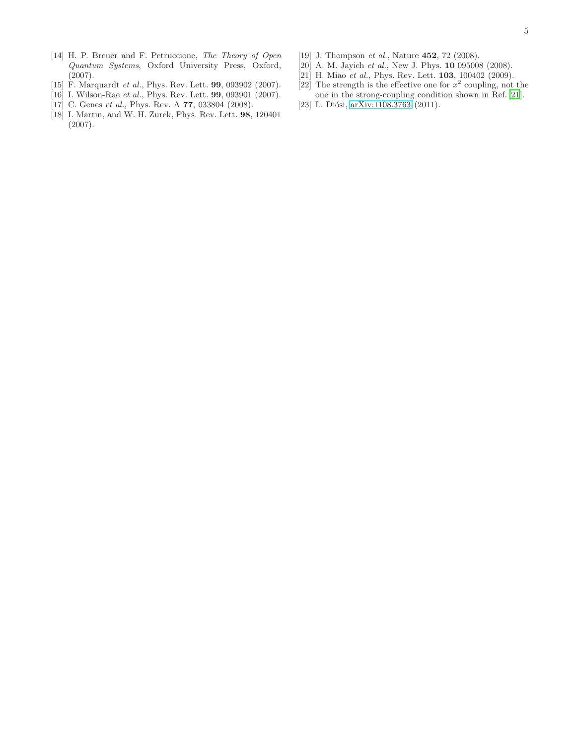[14] H. P. Breuer and F. Petruccione, *The Theory of Open Quantum Systems*, Oxford University Press, Oxford, (2007).

[15] F. Marquardt *et al.*, Phys. Rev. Lett. **99**, 093902 (2007).

[16] I. Wilson-Rae *et al.*, Phys. Rev. Lett. **99**, 093901 (2007).

[17] C. Genes *et al.*, Phys. Rev. A **77**, 033804 (2008).

[18] I. Martin, and W. H. Zurek, Phys. Rev. Lett. **98**, 120401 (2007).

[19] J. Thompson *et al.*, Nature **452**, 72 (2008).

[20] A. M. Jayich *et al.*, New J. Phys. **10** 095008 (2008).

[21] H. Miao *et al.*, Phys. Rev. Lett. **103**, 100402 (2009).

[22] The strength is the effective one for $x^2$ coupling, not the one in the strong-coupling condition shown in Ref. [21].

[23] L. Diósi, arXiv:1108.3763 (2011).